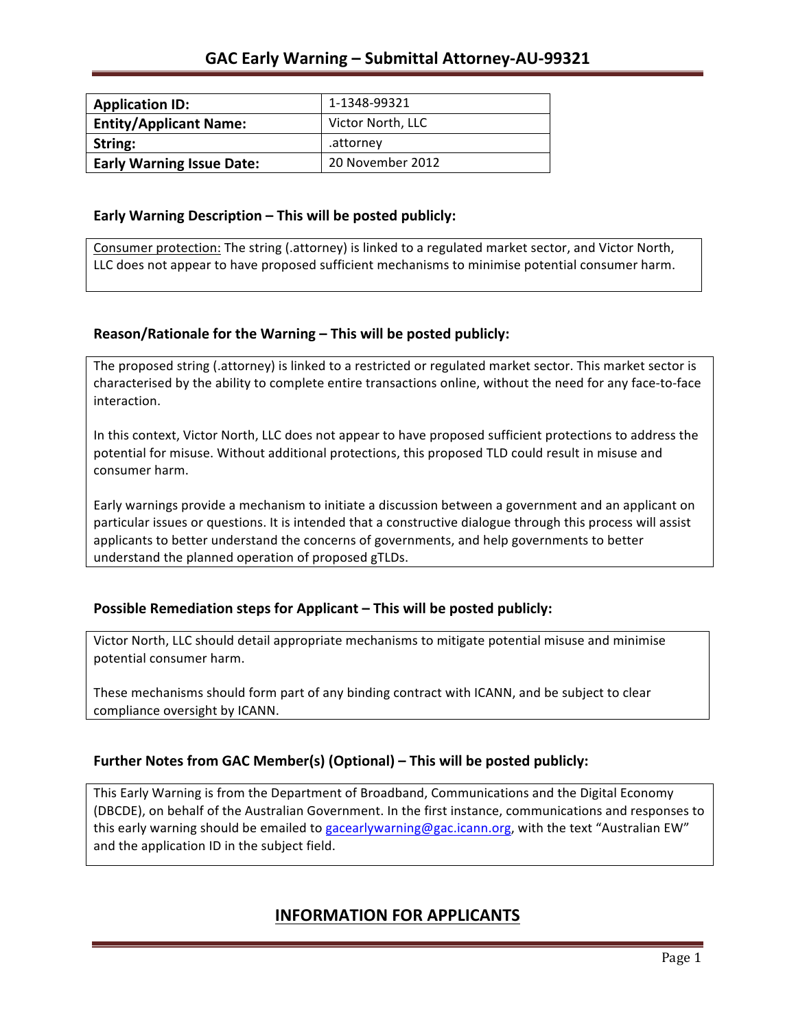# GAC Early Warning – Submittal Attorney-AU-99321

| **Application ID:** | 1-1348-99321 |
|---|---|
| **Entity/Applicant Name:** | Victor North, LLC |
| **String:** | .attorney |
| **Early Warning Issue Date:** | 20 November 2012 |

### Early Warning Description – This will be posted publicly:

Consumer protection: The string (.attorney) is linked to a regulated market sector, and Victor North, LLC does not appear to have proposed sufficient mechanisms to minimise potential consumer harm.

### Reason/Rationale for the Warning – This will be posted publicly:

The proposed string (.attorney) is linked to a restricted or regulated market sector. This market sector is characterised by the ability to complete entire transactions online, without the need for any face-to-face interaction.

In this context, Victor North, LLC does not appear to have proposed sufficient protections to address the potential for misuse. Without additional protections, this proposed TLD could result in misuse and consumer harm.

Early warnings provide a mechanism to initiate a discussion between a government and an applicant on particular issues or questions. It is intended that a constructive dialogue through this process will assist applicants to better understand the concerns of governments, and help governments to better understand the planned operation of proposed gTLDs.

### Possible Remediation steps for Applicant – This will be posted publicly:

Victor North, LLC should detail appropriate mechanisms to mitigate potential misuse and minimise potential consumer harm.

These mechanisms should form part of any binding contract with ICANN, and be subject to clear compliance oversight by ICANN.

### Further Notes from GAC Member(s) (Optional) – This will be posted publicly:

This Early Warning is from the Department of Broadband, Communications and the Digital Economy (DBCDE), on behalf of the Australian Government. In the first instance, communications and responses to this early warning should be emailed to gacearlywarning@gac.icann.org, with the text "Australian EW" and the application ID in the subject field.

## INFORMATION FOR APPLICANTS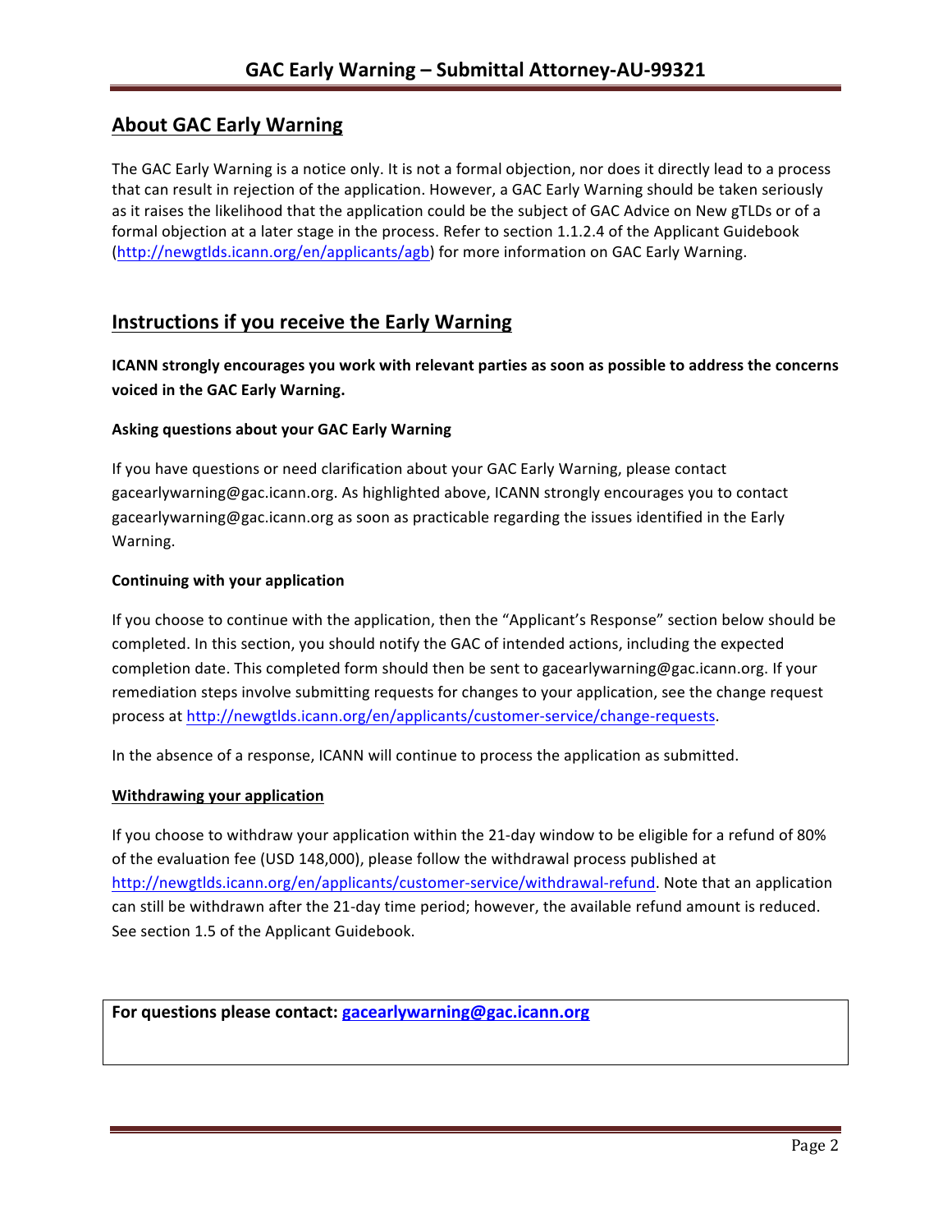## About GAC Early Warning

The GAC Early Warning is a notice only. It is not a formal objection, nor does it directly lead to a process that can result in rejection of the application. However, a GAC Early Warning should be taken seriously as it raises the likelihood that the application could be the subject of GAC Advice on New gTLDs or of a formal objection at a later stage in the process. Refer to section 1.1.2.4 of the Applicant Guidebook (http://newgtlds.icann.org/en/applicants/agb) for more information on GAC Early Warning.

## Instructions if you receive the Early Warning

**ICANN strongly encourages you work with relevant parties as soon as possible to address the concerns voiced in the GAC Early Warning.**

### Asking questions about your GAC Early Warning

If you have questions or need clarification about your GAC Early Warning, please contact gacearlywarning@gac.icann.org. As highlighted above, ICANN strongly encourages you to contact gacearlywarning@gac.icann.org as soon as practicable regarding the issues identified in the Early Warning.

### Continuing with your application

If you choose to continue with the application, then the "Applicant's Response" section below should be completed. In this section, you should notify the GAC of intended actions, including the expected completion date. This completed form should then be sent to gacearlywarning@gac.icann.org. If your remediation steps involve submitting requests for changes to your application, see the change request process at http://newgtlds.icann.org/en/applicants/customer-service/change-requests.

In the absence of a response, ICANN will continue to process the application as submitted.

### Withdrawing your application

If you choose to withdraw your application within the 21-day window to be eligible for a refund of 80% of the evaluation fee (USD 148,000), please follow the withdrawal process published at http://newgtlds.icann.org/en/applicants/customer-service/withdrawal-refund. Note that an application can still be withdrawn after the 21-day time period; however, the available refund amount is reduced. See section 1.5 of the Applicant Guidebook.

**For questions please contact: gacearlywarning@gac.icann.org**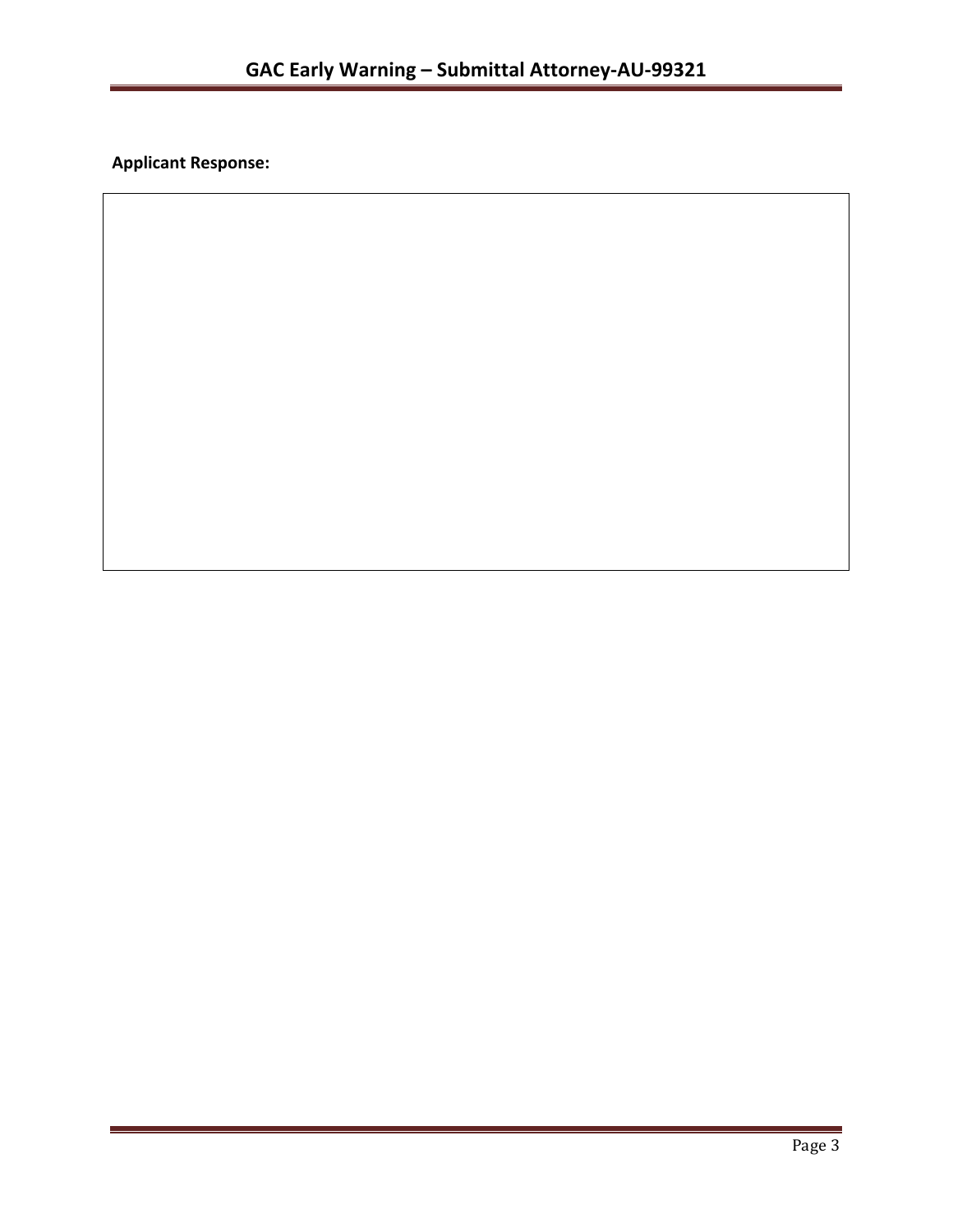**Applicant Response:**